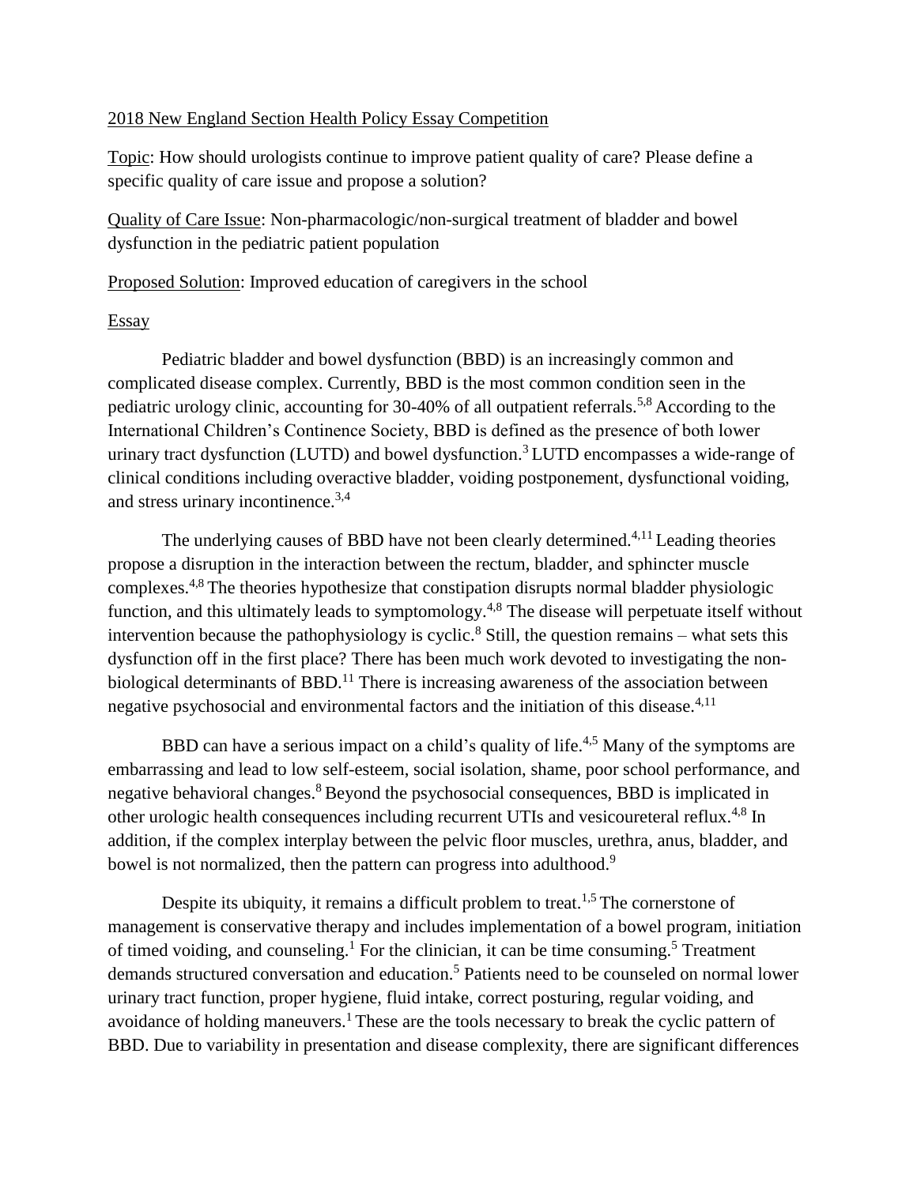<u>2018 New England Section Health Policy Essay Competition</u>

<u>Topic</u>: How should urologists continue to improve patient quality of care? Please define a specific quality of care issue and propose a solution?

<u>Quality of Care Issue</u>: Non-pharmacologic/non-surgical treatment of bladder and bowel dysfunction in the pediatric patient population

<u>Proposed Solution</u>: Improved education of caregivers in the school

<u>Essay</u>

Pediatric bladder and bowel dysfunction (BBD) is an increasingly common and complicated disease complex. Currently, BBD is the most common condition seen in the pediatric urology clinic, accounting for 30-40% of all outpatient referrals.[5,8] According to the International Children's Continence Society, BBD is defined as the presence of both lower urinary tract dysfunction (LUTD) and bowel dysfunction.[3] LUTD encompasses a wide-range of clinical conditions including overactive bladder, voiding postponement, dysfunctional voiding, and stress urinary incontinence.[3,4]

The underlying causes of BBD have not been clearly determined.[4,11] Leading theories propose a disruption in the interaction between the rectum, bladder, and sphincter muscle complexes.[4,8] The theories hypothesize that constipation disrupts normal bladder physiologic function, and this ultimately leads to symptomology.[4,8] The disease will perpetuate itself without intervention because the pathophysiology is cyclic.[8] Still, the question remains – what sets this dysfunction off in the first place? There has been much work devoted to investigating the non-biological determinants of BBD.[11] There is increasing awareness of the association between negative psychosocial and environmental factors and the initiation of this disease.[4,11]

BBD can have a serious impact on a child's quality of life.[4,5] Many of the symptoms are embarrassing and lead to low self-esteem, social isolation, shame, poor school performance, and negative behavioral changes.[8] Beyond the psychosocial consequences, BBD is implicated in other urologic health consequences including recurrent UTIs and vesicoureteral reflux.[4,8] In addition, if the complex interplay between the pelvic floor muscles, urethra, anus, bladder, and bowel is not normalized, then the pattern can progress into adulthood.[9]

Despite its ubiquity, it remains a difficult problem to treat.[1,5] The cornerstone of management is conservative therapy and includes implementation of a bowel program, initiation of timed voiding, and counseling.[1] For the clinician, it can be time consuming.[5] Treatment demands structured conversation and education.[5] Patients need to be counseled on normal lower urinary tract function, proper hygiene, fluid intake, correct posturing, regular voiding, and avoidance of holding maneuvers.[1] These are the tools necessary to break the cyclic pattern of BBD. Due to variability in presentation and disease complexity, there are significant differences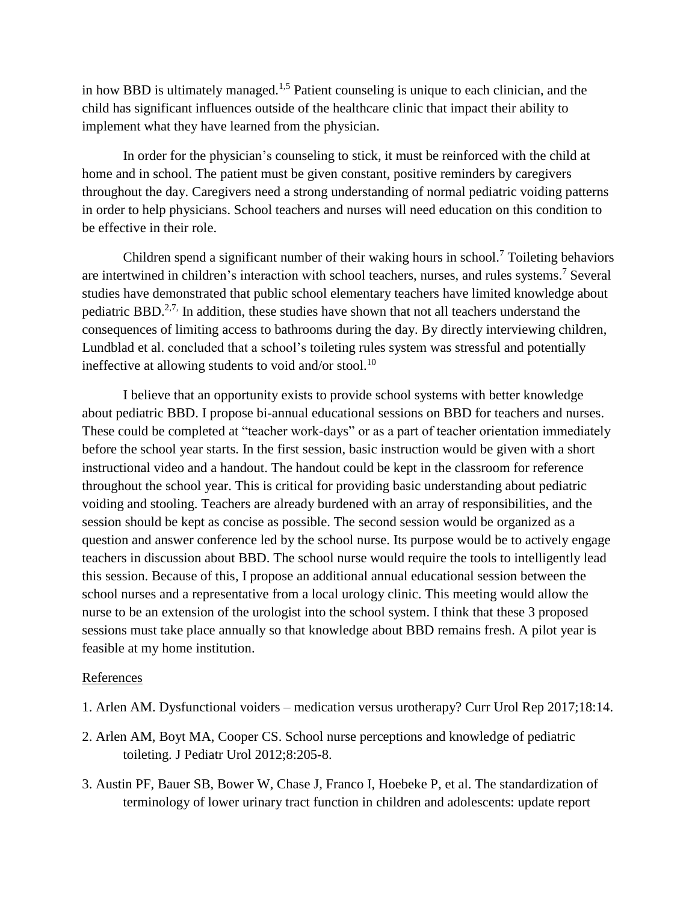in how BBD is ultimately managed.[1,5] Patient counseling is unique to each clinician, and the child has significant influences outside of the healthcare clinic that impact their ability to implement what they have learned from the physician.

In order for the physician's counseling to stick, it must be reinforced with the child at home and in school. The patient must be given constant, positive reminders by caregivers throughout the day. Caregivers need a strong understanding of normal pediatric voiding patterns in order to help physicians. School teachers and nurses will need education on this condition to be effective in their role.

Children spend a significant number of their waking hours in school.[7] Toileting behaviors are intertwined in children's interaction with school teachers, nurses, and rules systems.[7] Several studies have demonstrated that public school elementary teachers have limited knowledge about pediatric BBD.[2,7,] In addition, these studies have shown that not all teachers understand the consequences of limiting access to bathrooms during the day. By directly interviewing children, Lundblad et al. concluded that a school's toileting rules system was stressful and potentially ineffective at allowing students to void and/or stool.[10]

I believe that an opportunity exists to provide school systems with better knowledge about pediatric BBD. I propose bi-annual educational sessions on BBD for teachers and nurses. These could be completed at "teacher work-days" or as a part of teacher orientation immediately before the school year starts. In the first session, basic instruction would be given with a short instructional video and a handout. The handout could be kept in the classroom for reference throughout the school year. This is critical for providing basic understanding about pediatric voiding and stooling. Teachers are already burdened with an array of responsibilities, and the session should be kept as concise as possible. The second session would be organized as a question and answer conference led by the school nurse. Its purpose would be to actively engage teachers in discussion about BBD. The school nurse would require the tools to intelligently lead this session. Because of this, I propose an additional annual educational session between the school nurses and a representative from a local urology clinic. This meeting would allow the nurse to be an extension of the urologist into the school system. I think that these 3 proposed sessions must take place annually so that knowledge about BBD remains fresh. A pilot year is feasible at my home institution.

## References

1. Arlen AM. Dysfunctional voiders – medication versus urotherapy? Curr Urol Rep 2017;18:14.

2. Arlen AM, Boyt MA, Cooper CS. School nurse perceptions and knowledge of pediatric toileting. J Pediatr Urol 2012;8:205-8.

3. Austin PF, Bauer SB, Bower W, Chase J, Franco I, Hoebeke P, et al. The standardization of terminology of lower urinary tract function in children and adolescents: update report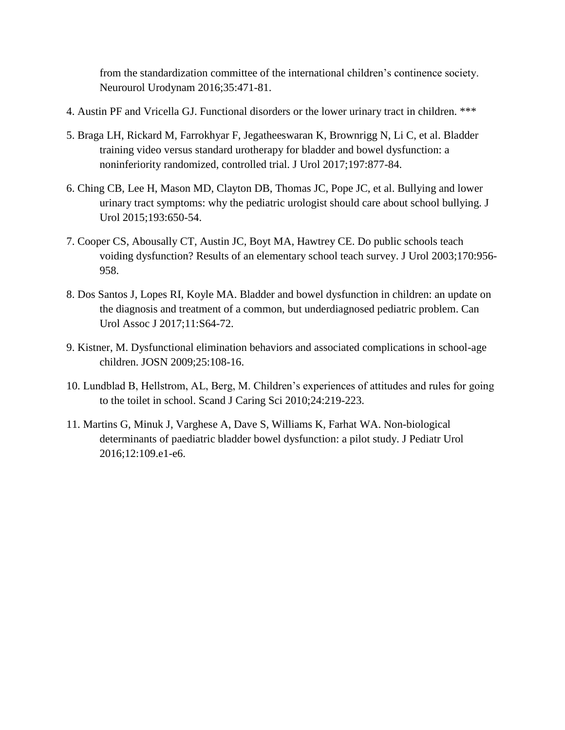from the standardization committee of the international children's continence society. Neurourol Urodynam 2016;35:471-81.

4. Austin PF and Vricella GJ. Functional disorders or the lower urinary tract in children. ***

5. Braga LH, Rickard M, Farrokhyar F, Jegatheeswaran K, Brownrigg N, Li C, et al. Bladder training video versus standard urotherapy for bladder and bowel dysfunction: a noninferiority randomized, controlled trial. J Urol 2017;197:877-84.

6. Ching CB, Lee H, Mason MD, Clayton DB, Thomas JC, Pope JC, et al. Bullying and lower urinary tract symptoms: why the pediatric urologist should care about school bullying. J Urol 2015;193:650-54.

7. Cooper CS, Abousally CT, Austin JC, Boyt MA, Hawtrey CE. Do public schools teach voiding dysfunction? Results of an elementary school teach survey. J Urol 2003;170:956-958.

8. Dos Santos J, Lopes RI, Koyle MA. Bladder and bowel dysfunction in children: an update on the diagnosis and treatment of a common, but underdiagnosed pediatric problem. Can Urol Assoc J 2017;11:S64-72.

9. Kistner, M. Dysfunctional elimination behaviors and associated complications in school-age children. JOSN 2009;25:108-16.

10. Lundblad B, Hellstrom, AL, Berg, M. Children's experiences of attitudes and rules for going to the toilet in school. Scand J Caring Sci 2010;24:219-223.

11. Martins G, Minuk J, Varghese A, Dave S, Williams K, Farhat WA. Non-biological determinants of paediatric bladder bowel dysfunction: a pilot study. J Pediatr Urol 2016;12:109.e1-e6.